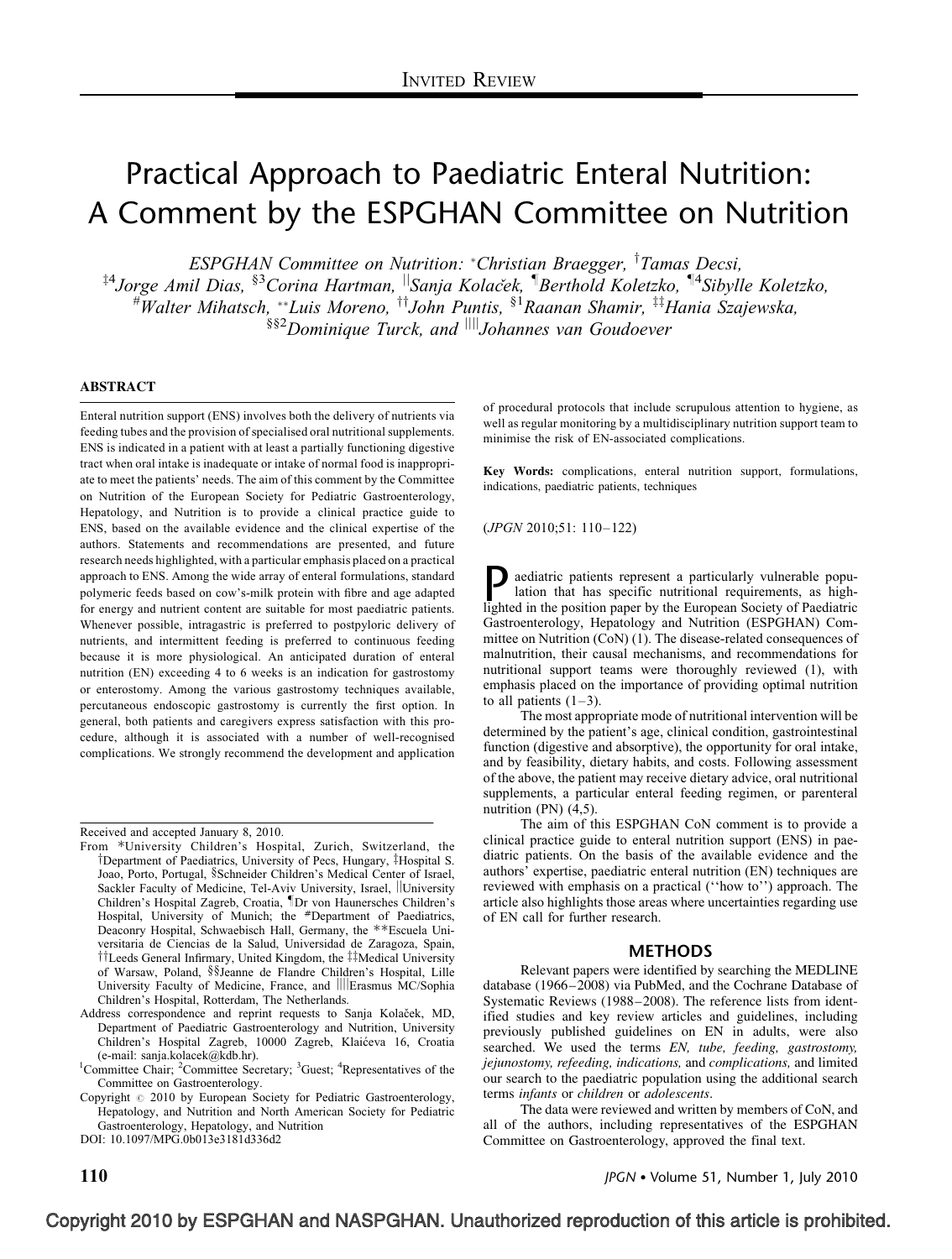# Practical Approach to Paediatric Enteral Nutrition: A Comment by the ESPGHAN Committee on Nutrition

*ESPGHAN Committee on Nutrition: [*]Christian Braegger, [†]Tamas Decsi, [‡4]Jorge Amil Dias, [§3]Corina Hartman, [||]Sanja Kolaček, [¶]Berthold Koletzko, [¶4]Sibylle Koletzko, [#]Walter Mihatsch, [**]Luis Moreno, [††]John Puntis, [§1]Raanan Shamir, [‡‡]Hania Szajewska, [§§2]Dominique Turck, and [||||]Johannes van Goudoever*

## ABSTRACT

Enteral nutrition support (ENS) involves both the delivery of nutrients via feeding tubes and the provision of specialised oral nutritional supplements. ENS is indicated in a patient with at least a partially functioning digestive tract when oral intake is inadequate or intake of normal food is inappropriate to meet the patients' needs. The aim of this comment by the Committee on Nutrition of the European Society for Pediatric Gastroenterology, Hepatology, and Nutrition is to provide a clinical practice guide to ENS, based on the available evidence and the clinical expertise of the authors. Statements and recommendations are presented, and future research needs highlighted, with a particular emphasis placed on a practical approach to ENS. Among the wide array of enteral formulations, standard polymeric feeds based on cow's-milk protein with fibre and age adapted for energy and nutrient content are suitable for most paediatric patients. Whenever possible, intragastric is preferred to postpyloric delivery of nutrients, and intermittent feeding is preferred to continuous feeding because it is more physiological. An anticipated duration of enteral nutrition (EN) exceeding 4 to 6 weeks is an indication for gastrostomy or enterostomy. Among the various gastrostomy techniques available, percutaneous endoscopic gastrostomy is currently the first option. In general, both patients and caregivers express satisfaction with this procedure, although it is associated with a number of well-recognised complications. We strongly recommend the development and application of procedural protocols that include scrupulous attention to hygiene, as well as regular monitoring by a multidisciplinary nutrition support team to minimise the risk of EN-associated complications.

**Key Words:** complications, enteral nutrition support, formulations, indications, paediatric patients, techniques

(*JPGN* 2010;51: 110–122)

Received and accepted January 8, 2010.

From *University Children's Hospital, Zurich, Switzerland, the †Department of Paediatrics, University of Pecs, Hungary, ‡Hospital S. Joao, Porto, Portugal, §Schneider Children's Medical Center of Israel, Sackler Faculty of Medicine, Tel-Aviv University, Israel, ||University Children's Hospital Zagreb, Croatia, ¶Dr von Haunersches Children's Hospital, University of Munich; the #Department of Paediatrics, Deaconry Hospital, Schwaebisch Hall, Germany, the **Escuela Universitaria de Ciencias de la Salud, Universidad de Zaragoza, Spain, ††Leeds General Infirmary, United Kingdom, the ‡‡Medical University of Warsaw, Poland, §§Jeanne de Flandre Children's Hospital, Lille University Faculty of Medicine, France, and ||||Erasmus MC/Sophia Children's Hospital, Rotterdam, The Netherlands.

Address correspondence and reprint requests to Sanja Kolaček, MD, Department of Paediatric Gastroenterology and Nutrition, University Children's Hospital Zagreb, 10000 Zagreb, Klaićeva 16, Croatia (e-mail: sanja.kolacek@kdb.hr).

[1]Committee Chair; [2]Committee Secretary; [3]Guest; [4]Representatives of the Committee on Gastroenterology.

Copyright © 2010 by European Society for Pediatric Gastroenterology, Hepatology, and Nutrition and North American Society for Pediatric Gastroenterology, Hepatology, and Nutrition

DOI: 10.1097/MPG.0b013e3181d336d2

Paediatric patients represent a particularly vulnerable population that has specific nutritional requirements, as highlighted in the position paper by the European Society of Paediatric Gastroenterology, Hepatology and Nutrition (ESPGHAN) Committee on Nutrition (CoN) (1). The disease-related consequences of malnutrition, their causal mechanisms, and recommendations for nutritional support teams were thoroughly reviewed (1), with emphasis placed on the importance of providing optimal nutrition to all patients (1–3).

The most appropriate mode of nutritional intervention will be determined by the patient's age, clinical condition, gastrointestinal function (digestive and absorptive), the opportunity for oral intake, and by feasibility, dietary habits, and costs. Following assessment of the above, the patient may receive dietary advice, oral nutritional supplements, a particular enteral feeding regimen, or parenteral nutrition (PN) (4,5).

The aim of this ESPGHAN CoN comment is to provide a clinical practice guide to enteral nutrition support (ENS) in paediatric patients. On the basis of the available evidence and the authors' expertise, paediatric enteral nutrition (EN) techniques are reviewed with emphasis on a practical (''how to'') approach. The article also highlights those areas where uncertainties regarding use of EN call for further research.

## METHODS

Relevant papers were identified by searching the MEDLINE database (1966–2008) via PubMed, and the Cochrane Database of Systematic Reviews (1988–2008). The reference lists from identified studies and key review articles and guidelines, including previously published guidelines on EN in adults, were also searched. We used the terms *EN, tube, feeding, gastrostomy, jejunostomy, refeeding, indications,* and *complications,* and limited our search to the paediatric population using the additional search terms *infants* or *children* or *adolescents*.

The data were reviewed and written by members of CoN, and all of the authors, including representatives of the ESPGHAN Committee on Gastroenterology, approved the final text.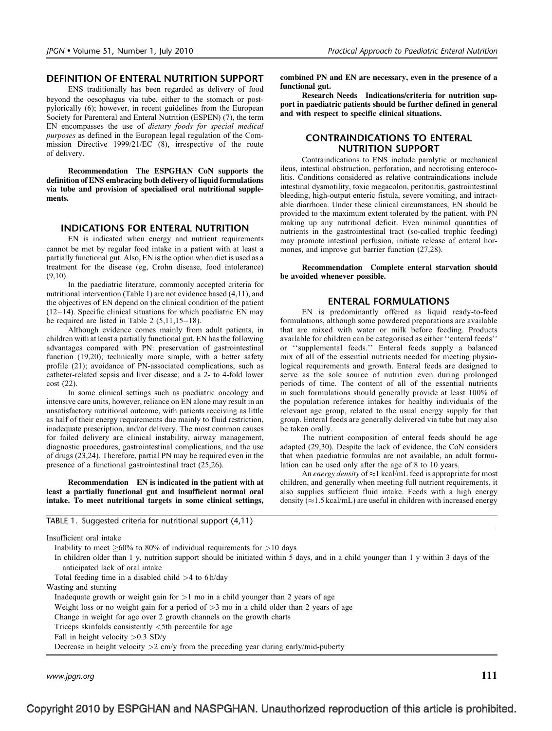## DEFINITION OF ENTERAL NUTRITION SUPPORT

ENS traditionally has been regarded as delivery of food beyond the oesophagus via tube, either to the stomach or postpylorically (6); however, in recent guidelines from the European Society for Parenteral and Enteral Nutrition (ESPEN) (7), the term EN encompasses the use of *dietary foods for special medical purposes* as defined in the European legal regulation of the Commission Directive 1999/21/EC (8), irrespective of the route of delivery.

**Recommendation The ESPGHAN CoN supports the definition of ENS embracing both delivery of liquid formulations via tube and provision of specialised oral nutritional supplements.**

## INDICATIONS FOR ENTERAL NUTRITION

EN is indicated when energy and nutrient requirements cannot be met by regular food intake in a patient with at least a partially functional gut. Also, EN is the option when diet is used as a treatment for the disease (eg, Crohn disease, food intolerance) (9,10).

In the paediatric literature, commonly accepted criteria for nutritional intervention (Table 1) are not evidence based (4,11), and the objectives of EN depend on the clinical condition of the patient (12–14). Specific clinical situations for which paediatric EN may be required are listed in Table 2 (5,11,15–18).

Although evidence comes mainly from adult patients, in children with at least a partially functional gut, EN has the following advantages compared with PN: preservation of gastrointestinal function (19,20); technically more simple, with a better safety profile (21); avoidance of PN-associated complications, such as catheter-related sepsis and liver disease; and a 2- to 4-fold lower cost (22).

In some clinical settings such as paediatric oncology and intensive care units, however, reliance on EN alone may result in an unsatisfactory nutritional outcome, with patients receiving as little as half of their energy requirements due mainly to fluid restriction, inadequate prescription, and/or delivery. The most common causes for failed delivery are clinical instability, airway management, diagnostic procedures, gastrointestinal complications, and the use of drugs (23,24). Therefore, partial PN may be required even in the presence of a functional gastrointestinal tract (25,26).

**Recommendation EN is indicated in the patient with at least a partially functional gut and insufficient normal oral intake. To meet nutritional targets in some clinical settings, combined PN and EN are necessary, even in the presence of a functional gut.**

**Research Needs Indications/criteria for nutrition support in paediatric patients should be further defined in general and with respect to specific clinical situations.**

## CONTRAINDICATIONS TO ENTERAL NUTRITION SUPPORT

Contraindications to ENS include paralytic or mechanical ileus, intestinal obstruction, perforation, and necrotising enterocolitis. Conditions considered as relative contraindications include intestinal dysmotility, toxic megacolon, peritonitis, gastrointestinal bleeding, high-output enteric fistula, severe vomiting, and intractable diarrhoea. Under these clinical circumstances, EN should be provided to the maximum extent tolerated by the patient, with PN making up any nutritional deficit. Even minimal quantities of nutrients in the gastrointestinal tract (so-called trophic feeding) may promote intestinal perfusion, initiate release of enteral hormones, and improve gut barrier function (27,28).

**Recommendation Complete enteral starvation should be avoided whenever possible.**

## ENTERAL FORMULATIONS

EN is predominantly offered as liquid ready-to-feed formulations, although some powdered preparations are available that are mixed with water or milk before feeding. Products available for children can be categorised as either ''enteral feeds'' or ''supplemental feeds.'' Enteral feeds supply a balanced mix of all of the essential nutrients needed for meeting physiological requirements and growth. Enteral feeds are designed to serve as the sole source of nutrition even during prolonged periods of time. The content of all of the essential nutrients in such formulations should generally provide at least 100% of the population reference intakes for healthy individuals of the relevant age group, related to the usual energy supply for that group. Enteral feeds are generally delivered via tube but may also be taken orally.

The nutrient composition of enteral feeds should be age adapted (29,30). Despite the lack of evidence, the CoN considers that when paediatric formulas are not available, an adult formulation can be used only after the age of 8 to 10 years.

An *energy density* of ≈1 kcal/mL feed is appropriate for most children, and generally when meeting full nutrient requirements, it also supplies sufficient fluid intake. Feeds with a high energy density (≈1.5 kcal/mL) are useful in children with increased energy

TABLE 1. Suggested criteria for nutritional support (4,11)

| |
|---|
| Insufficient oral intake |
| Inability to meet ≥60% to 80% of individual requirements for >10 days |
| In children older than 1 y, nutrition support should be initiated within 5 days, and in a child younger than 1 y within 3 days of the anticipated lack of oral intake |
| Total feeding time in a disabled child >4 to 6 h/day |
| Wasting and stunting |
| Inadequate growth or weight gain for >1 mo in a child younger than 2 years of age |
| Weight loss or no weight gain for a period of >3 mo in a child older than 2 years of age |
| Change in weight for age over 2 growth channels on the growth charts |
| Triceps skinfolds consistently <5th percentile for age |
| Fall in height velocity >0.3 SD/y |
| Decrease in height velocity >2 cm/y from the preceding year during early/mid-puberty |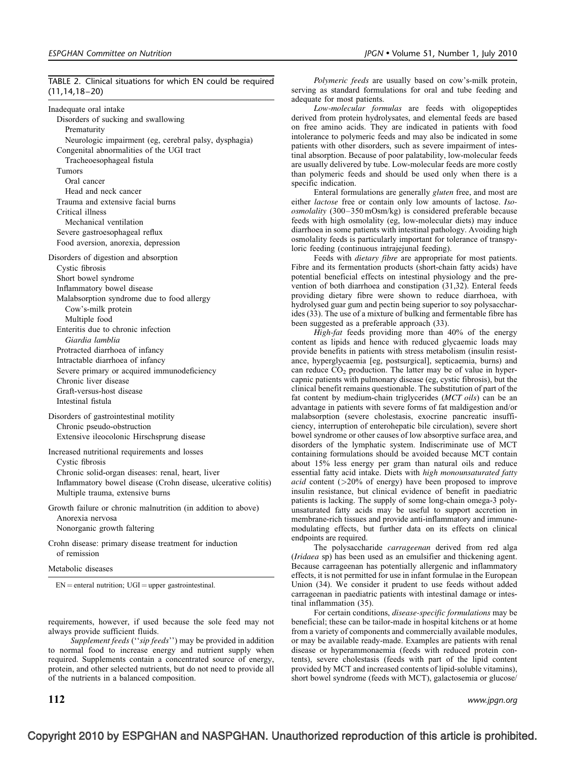TABLE 2. Clinical situations for which EN could be required (11,14,18–20)

| | |
|---|---|
| **Inadequate oral intake** | |
| Disorders of sucking and swallowing | |
| Prematurity | |
| Neurologic impairment (eg, cerebral palsy, dysphagia) | |
| Congenital abnormalities of the UGI tract | |
| Tracheoesophageal fistula | |
| Tumors | |
| Oral cancer | |
| Head and neck cancer | |
| Trauma and extensive facial burns | |
| Critical illness | |
| Mechanical ventilation | |
| Severe gastroesophageal reflux | |
| Food aversion, anorexia, depression | |
| **Disorders of digestion and absorption** | |
| Cystic fibrosis | |
| Short bowel syndrome | |
| Inflammatory bowel disease | |
| Malabsorption syndrome due to food allergy | |
| Cow's-milk protein | |
| Multiple food | |
| Enteritis due to chronic infection | |
| *Giardia lamblia* | |
| Protracted diarrhoea of infancy | |
| Intractable diarrhoea of infancy | |
| Severe primary or acquired immunodeficiency | |
| Chronic liver disease | |
| Graft-versus-host disease | |
| Intestinal fistula | |
| **Disorders of gastrointestinal motility** | |
| Chronic pseudo-obstruction | |
| Extensive ileocolonic Hirschsprung disease | |
| **Increased nutritional requirements and losses** | |
| Cystic fibrosis | |
| Chronic solid-organ diseases: renal, heart, liver | |
| Inflammatory bowel disease (Crohn disease, ulcerative colitis) | |
| Multiple trauma, extensive burns | |
| **Growth failure or chronic malnutrition (in addition to above)** | |
| Anorexia nervosa | |
| Nonorganic growth faltering | |
| **Crohn disease: primary disease treatment for induction of remission** | |
| **Metabolic diseases** | |

EN = enteral nutrition; UGI = upper gastrointestinal.

requirements, however, if used because the sole feed may not always provide sufficient fluids.

*Supplement feeds* (''*sip feeds*'') may be provided in addition to normal food to increase energy and nutrient supply when required. Supplements contain a concentrated source of energy, protein, and other selected nutrients, but do not need to provide all of the nutrients in a balanced composition.

*Polymeric feeds* are usually based on cow's-milk protein, serving as standard formulations for oral and tube feeding and adequate for most patients.

*Low-molecular formulas* are feeds with oligopeptides derived from protein hydrolysates, and elemental feeds are based on free amino acids. They are indicated in patients with food intolerance to polymeric feeds and may also be indicated in some patients with other disorders, such as severe impairment of intestinal absorption. Because of poor palatability, low-molecular feeds are usually delivered by tube. Low-molecular feeds are more costly than polymeric feeds and should be used only when there is a specific indication.

Enteral formulations are generally *gluten* free, and most are either *lactose* free or contain only low amounts of lactose. *Isoosmolality* (300–350 mOsm/kg) is considered preferable because feeds with high osmolality (eg, low-molecular diets) may induce diarrhoea in some patients with intestinal pathology. Avoiding high osmolality feeds is particularly important for tolerance of transpyloric feeding (continuous intrajejunal feeding).

Feeds with *dietary fibre* are appropriate for most patients. Fibre and its fermentation products (short-chain fatty acids) have potential beneficial effects on intestinal physiology and the prevention of both diarrhoea and constipation (31,32). Enteral feeds providing dietary fibre were shown to reduce diarrhoea, with hydrolysed guar gum and pectin being superior to soy polysaccharides (33). The use of a mixture of bulking and fermentable fibre has been suggested as a preferable approach (33).

*High-fat* feeds providing more than 40% of the energy content as lipids and hence with reduced glycaemic loads may provide benefits in patients with stress metabolism (insulin resistance, hyperglycaemia [eg, postsurgical], septicaemia, burns) and can reduce $CO_2$ production. The latter may be of value in hypercapnic patients with pulmonary disease (eg, cystic fibrosis), but the clinical benefit remains questionable. The substitution of part of the fat content by medium-chain triglycerides (*MCT oils*) can be an advantage in patients with severe forms of fat maldigestion and/or malabsorption (severe cholestasis, exocrine pancreatic insufficiency, interruption of enterohepatic bile circulation), severe short bowel syndrome or other causes of low absorptive surface area, and disorders of the lymphatic system. Indiscriminate use of MCT containing formulations should be avoided because MCT contain about 15% less energy per gram than natural oils and reduce essential fatty acid intake. Diets with *high monounsaturated fatty acid* content (>20% of energy) have been proposed to improve insulin resistance, but clinical evidence of benefit in paediatric patients is lacking. The supply of some long-chain omega-3 polyunsaturated fatty acids may be useful to support accretion in membrane-rich tissues and provide anti-inflammatory and immune-modulating effects, but further data on its effects on clinical endpoints are required.

The polysaccharide *carrageenan* derived from red alga (*Iridaea* sp) has been used as an emulsifier and thickening agent. Because carrageenan has potentially allergenic and inflammatory effects, it is not permitted for use in infant formulae in the European Union (34). We consider it prudent to use feeds without added carrageenan in paediatric patients with intestinal damage or intestinal inflammation (35).

For certain conditions, *disease-specific formulations* may be beneficial; these can be tailor-made in hospital kitchens or at home from a variety of components and commercially available modules, or may be available ready-made. Examples are patients with renal disease or hyperammonaemia (feeds with reduced protein contents), severe cholestasis (feeds with part of the lipid content provided by MCT and increased contents of lipid-soluble vitamins), short bowel syndrome (feeds with MCT), galactosemia or glucose/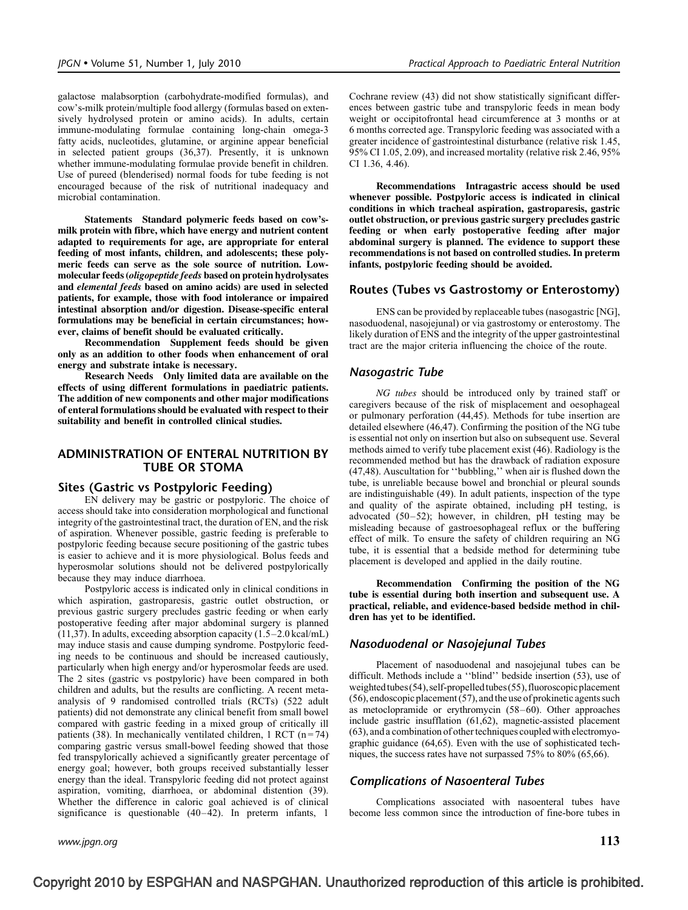galactose malabsorption (carbohydrate-modified formulas), and cow's-milk protein/multiple food allergy (formulas based on extensively hydrolysed protein or amino acids). In adults, certain immune-modulating formulae containing long-chain omega-3 fatty acids, nucleotides, glutamine, or arginine appear beneficial in selected patient groups (36,37). Presently, it is unknown whether immune-modulating formulae provide benefit in children. Use of pureed (blenderised) normal foods for tube feeding is not encouraged because of the risk of nutritional inadequacy and microbial contamination.

**Statements** **Standard polymeric feeds based on cow's-milk protein with fibre, which have energy and nutrient content adapted to requirements for age, are appropriate for enteral feeding of most infants, children, and adolescents; these polymeric feeds can serve as the sole source of nutrition. Low-molecular feeds (*oligopeptide feeds* based on protein hydrolysates and *elemental feeds* based on amino acids) are used in selected patients, for example, those with food intolerance or impaired intestinal absorption and/or digestion. Disease-specific enteral formulations may be beneficial in certain circumstances; however, claims of benefit should be evaluated critically.**

**Recommendation** **Supplement feeds should be given only as an addition to other foods when enhancement of oral energy and substrate intake is necessary.**

**Research Needs** **Only limited data are available on the effects of using different formulations in paediatric patients. The addition of new components and other major modifications of enteral formulations should be evaluated with respect to their suitability and benefit in controlled clinical studies.**

## ADMINISTRATION OF ENTERAL NUTRITION BY TUBE OR STOMA

### Sites (Gastric vs Postpyloric Feeding)

EN delivery may be gastric or postpyloric. The choice of access should take into consideration morphological and functional integrity of the gastrointestinal tract, the duration of EN, and the risk of aspiration. Whenever possible, gastric feeding is preferable to postpyloric feeding because secure positioning of the gastric tubes is easier to achieve and it is more physiological. Bolus feeds and hyperosmolar solutions should not be delivered postpylorically because they may induce diarrhoea.

Postpyloric access is indicated only in clinical conditions in which aspiration, gastroparesis, gastric outlet obstruction, or previous gastric surgery precludes gastric feeding or when early postoperative feeding after major abdominal surgery is planned (11,37). In adults, exceeding absorption capacity (1.5–2.0 kcal/mL) may induce stasis and cause dumping syndrome. Postpyloric feeding needs to be continuous and should be increased cautiously, particularly when high energy and/or hyperosmolar feeds are used. The 2 sites (gastric vs postpyloric) have been compared in both children and adults, but the results are conflicting. A recent meta-analysis of 9 randomised controlled trials (RCTs) (522 adult patients) did not demonstrate any clinical benefit from small bowel compared with gastric feeding in a mixed group of critically ill patients (38). In mechanically ventilated children, 1 RCT ($n = 74$) comparing gastric versus small-bowel feeding showed that those fed transpylorically achieved a significantly greater percentage of energy goal; however, both groups received substantially lesser energy than the ideal. Transpyloric feeding did not protect against aspiration, vomiting, diarrhoea, or abdominal distention (39). Whether the difference in caloric goal achieved is of clinical significance is questionable (40–42). In preterm infants, 1 Cochrane review (43) did not show statistically significant differences between gastric tube and transpyloric feeds in mean body weight or occipitofrontal head circumference at 3 months or at 6 months corrected age. Transpyloric feeding was associated with a greater incidence of gastrointestinal disturbance (relative risk 1.45, 95% CI 1.05, 2.09), and increased mortality (relative risk 2.46, 95% CI 1.36, 4.46).

**Recommendations** **Intragastric access should be used whenever possible. Postpyloric access is indicated in clinical conditions in which tracheal aspiration, gastroparesis, gastric outlet obstruction, or previous gastric surgery precludes gastric feeding or when early postoperative feeding after major abdominal surgery is planned. The evidence to support these recommendations is not based on controlled studies. In preterm infants, postpyloric feeding should be avoided.**

### Routes (Tubes vs Gastrostomy or Enterostomy)

ENS can be provided by replaceable tubes (nasogastric [NG], nasoduodenal, nasojejunal) or via gastrostomy or enterostomy. The likely duration of ENS and the integrity of the upper gastrointestinal tract are the major criteria influencing the choice of the route.

### *Nasogastric Tube*

*NG tubes* should be introduced only by trained staff or caregivers because of the risk of misplacement and oesophageal or pulmonary perforation (44,45). Methods for tube insertion are detailed elsewhere (46,47). Confirming the position of the NG tube is essential not only on insertion but also on subsequent use. Several methods aimed to verify tube placement exist (46). Radiology is the recommended method but has the drawback of radiation exposure (47,48). Auscultation for ''bubbling,'' when air is flushed down the tube, is unreliable because bowel and bronchial or pleural sounds are indistinguishable (49). In adult patients, inspection of the type and quality of the aspirate obtained, including pH testing, is advocated (50–52); however, in children, pH testing may be misleading because of gastroesophageal reflux or the buffering effect of milk. To ensure the safety of children requiring an NG tube, it is essential that a bedside method for determining tube placement is developed and applied in the daily routine.

**Recommendation** **Confirming the position of the NG tube is essential during both insertion and subsequent use. A practical, reliable, and evidence-based bedside method in children has yet to be identified.**

### *Nasoduodenal or Nasojejunal Tubes*

Placement of nasoduodenal and nasojejunal tubes can be difficult. Methods include a ''blind'' bedside insertion (53), use of weighted tubes (54), self-propelled tubes (55), fluoroscopic placement (56), endoscopic placement (57), and the use of prokinetic agents such as metoclopramide or erythromycin (58–60). Other approaches include gastric insufflation (61,62), magnetic-assisted placement (63), and a combination of other techniques coupled with electromyographic guidance (64,65). Even with the use of sophisticated techniques, the success rates have not surpassed 75% to 80% (65,66).

### *Complications of Nasoenteral Tubes*

Complications associated with nasoenteral tubes have become less common since the introduction of fine-bore tubes in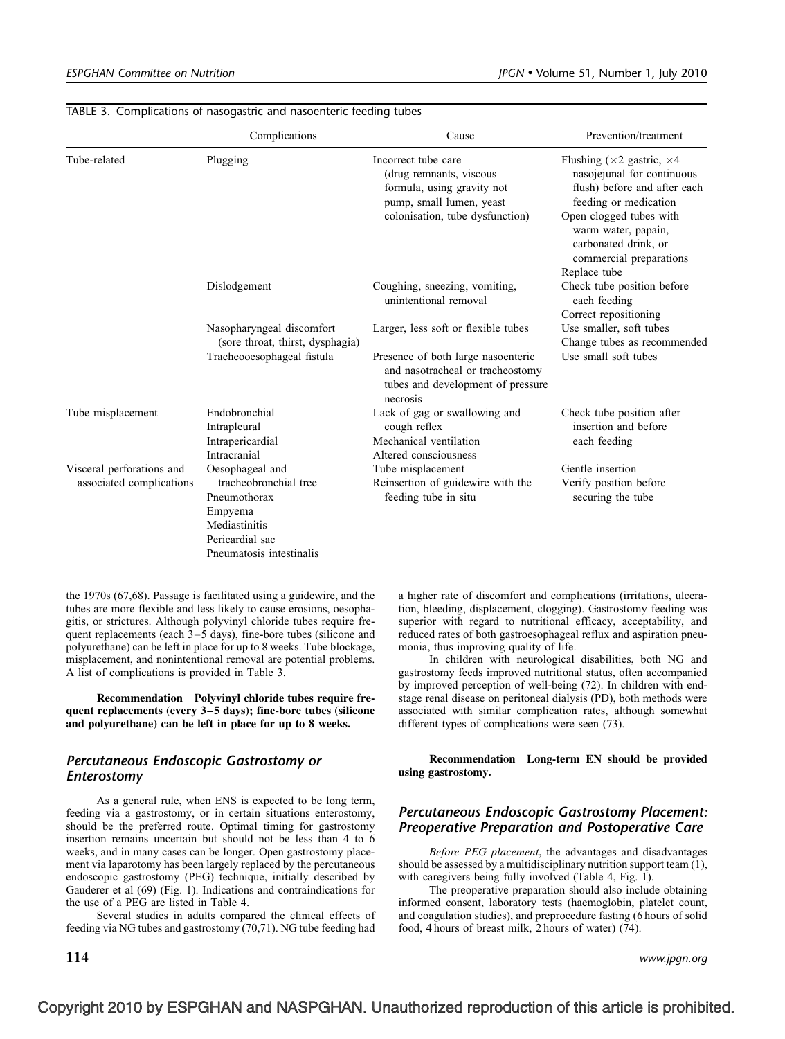TABLE 3. Complications of nasogastric and nasoenteric feeding tubes

| | Complications | Cause | Prevention/treatment |
|---|---|---|---|
| Tube-related | Plugging | Incorrect tube care (drug remnants, viscous formula, using gravity not pump, small lumen, yeast colonisation, tube dysfunction) | Flushing (×2 gastric, ×4 nasojejunal for continuous flush) before and after each feeding or medication<br>Open clogged tubes with warm water, papain, carbonated drink, or commercial preparations<br>Replace tube |
| | Dislodgement | Coughing, sneezing, vomiting, unintentional removal | Check tube position before each feeding<br>Correct repositioning |
| | Nasopharyngeal discomfort (sore throat, thirst, dysphagia) | Larger, less soft or flexible tubes | Use smaller, soft tubes<br>Change tubes as recommended |
| | Tracheooesophageal fistula | Presence of both large nasoenteric and nasotracheal or tracheostomy tubes and development of pressure necrosis | Use small soft tubes |
| Tube misplacement | Endobronchial<br>Intrapleural<br>Intrapericardial<br>Intracranial | Lack of gag or swallowing and cough reflex<br>Mechanical ventilation<br>Altered consciousness | Check tube position after insertion and before each feeding |
| Visceral perforations and associated complications | Oesophageal and tracheobronchial tree<br>Pneumothorax<br>Empyema<br>Mediastinitis<br>Pericardial sac<br>Pneumatosis intestinalis | Tube misplacement<br>Reinsertion of guidewire with the feeding tube in situ | Gentle insertion<br>Verify position before securing the tube |

the 1970s (67,68). Passage is facilitated using a guidewire, and the tubes are more flexible and less likely to cause erosions, oesophagitis, or strictures. Although polyvinyl chloride tubes require frequent replacements (each 3–5 days), fine-bore tubes (silicone and polyurethane) can be left in place for up to 8 weeks. Tube blockage, misplacement, and nonintentional removal are potential problems. A list of complications is provided in Table 3.

**Recommendation Polyvinyl chloride tubes require frequent replacements (every 3–5 days); fine-bore tubes (silicone and polyurethane) can be left in place for up to 8 weeks.**

## Percutaneous Endoscopic Gastrostomy or Enterostomy

As a general rule, when ENS is expected to be long term, feeding via a gastrostomy, or in certain situations enterostomy, should be the preferred route. Optimal timing for gastrostomy insertion remains uncertain but should not be less than 4 to 6 weeks, and in many cases can be longer. Open gastrostomy placement via laparotomy has been largely replaced by the percutaneous endoscopic gastrostomy (PEG) technique, initially described by Gauderer et al (69) (Fig. 1). Indications and contraindications for the use of a PEG are listed in Table 4.

Several studies in adults compared the clinical effects of feeding via NG tubes and gastrostomy (70,71). NG tube feeding had a higher rate of discomfort and complications (irritations, ulceration, bleeding, displacement, clogging). Gastrostomy feeding was superior with regard to nutritional efficacy, acceptability, and reduced rates of both gastroesophageal reflux and aspiration pneumonia, thus improving quality of life.

In children with neurological disabilities, both NG and gastrostomy feeds improved nutritional status, often accompanied by improved perception of well-being (72). In children with end-stage renal disease on peritoneal dialysis (PD), both methods were associated with similar complication rates, although somewhat different types of complications were seen (73).

**Recommendation Long-term EN should be provided using gastrostomy.**

## Percutaneous Endoscopic Gastrostomy Placement: Preoperative Preparation and Postoperative Care

*Before PEG placement*, the advantages and disadvantages should be assessed by a multidisciplinary nutrition support team (1), with caregivers being fully involved (Table 4, Fig. 1).

The preoperative preparation should also include obtaining informed consent, laboratory tests (haemoglobin, platelet count, and coagulation studies), and preprocedure fasting (6 hours of solid food, 4 hours of breast milk, 2 hours of water) (74).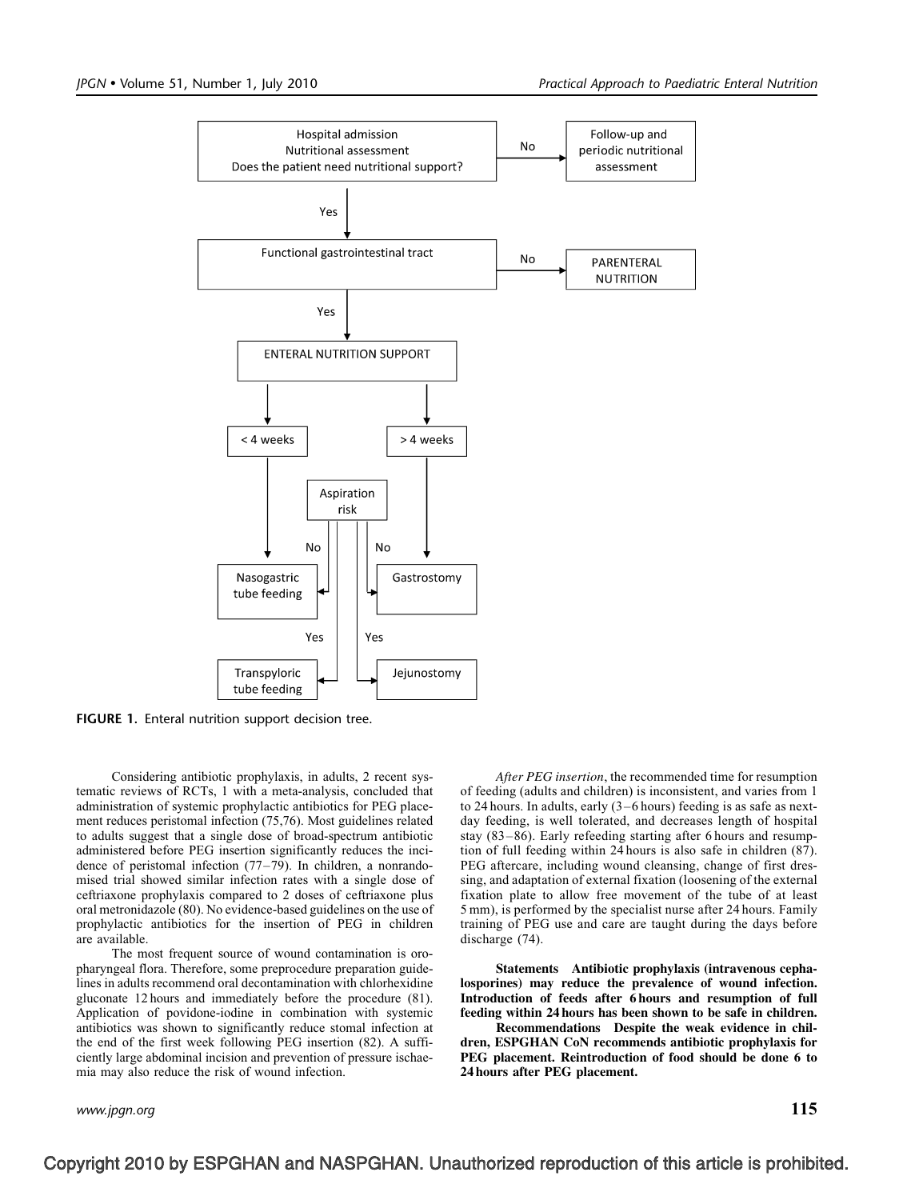FIGURE 1. Enteral nutrition support decision tree.

Considering antibiotic prophylaxis, in adults, 2 recent systematic reviews of RCTs, 1 with a meta-analysis, concluded that administration of systemic prophylactic antibiotics for PEG placement reduces peristomal infection (75,76). Most guidelines related to adults suggest that a single dose of broad-spectrum antibiotic administered before PEG insertion significantly reduces the incidence of peristomal infection (77–79). In children, a nonrandomised trial showed similar infection rates with a single dose of ceftriaxone prophylaxis compared to 2 doses of ceftriaxone plus oral metronidazole (80). No evidence-based guidelines on the use of prophylactic antibiotics for the insertion of PEG in children are available.

The most frequent source of wound contamination is oropharyngeal flora. Therefore, some preprocedure preparation guidelines in adults recommend oral decontamination with chlorhexidine gluconate 12 hours and immediately before the procedure (81). Application of povidone-iodine in combination with systemic antibiotics was shown to significantly reduce stomal infection at the end of the first week following PEG insertion (82). A sufficiently large abdominal incision and prevention of pressure ischaemia may also reduce the risk of wound infection.

*After PEG insertion*, the recommended time for resumption of feeding (adults and children) is inconsistent, and varies from 1 to 24 hours. In adults, early (3–6 hours) feeding is as safe as next-day feeding, is well tolerated, and decreases length of hospital stay (83–86). Early refeeding starting after 6 hours and resumption of full feeding within 24 hours is also safe in children (87). PEG aftercare, including wound cleansing, change of first dressing, and adaptation of external fixation (loosening of the external fixation plate to allow free movement of the tube of at least 5 mm), is performed by the specialist nurse after 24 hours. Family training of PEG use and care are taught during the days before discharge (74).

**Statements Antibiotic prophylaxis (intravenous cephalosporines) may reduce the prevalence of wound infection. Introduction of feeds after 6 hours and resumption of full feeding within 24 hours has been shown to be safe in children.**

**Recommendations Despite the weak evidence in children, ESPGHAN CoN recommends antibiotic prophylaxis for PEG placement. Reintroduction of food should be done 6 to 24 hours after PEG placement.**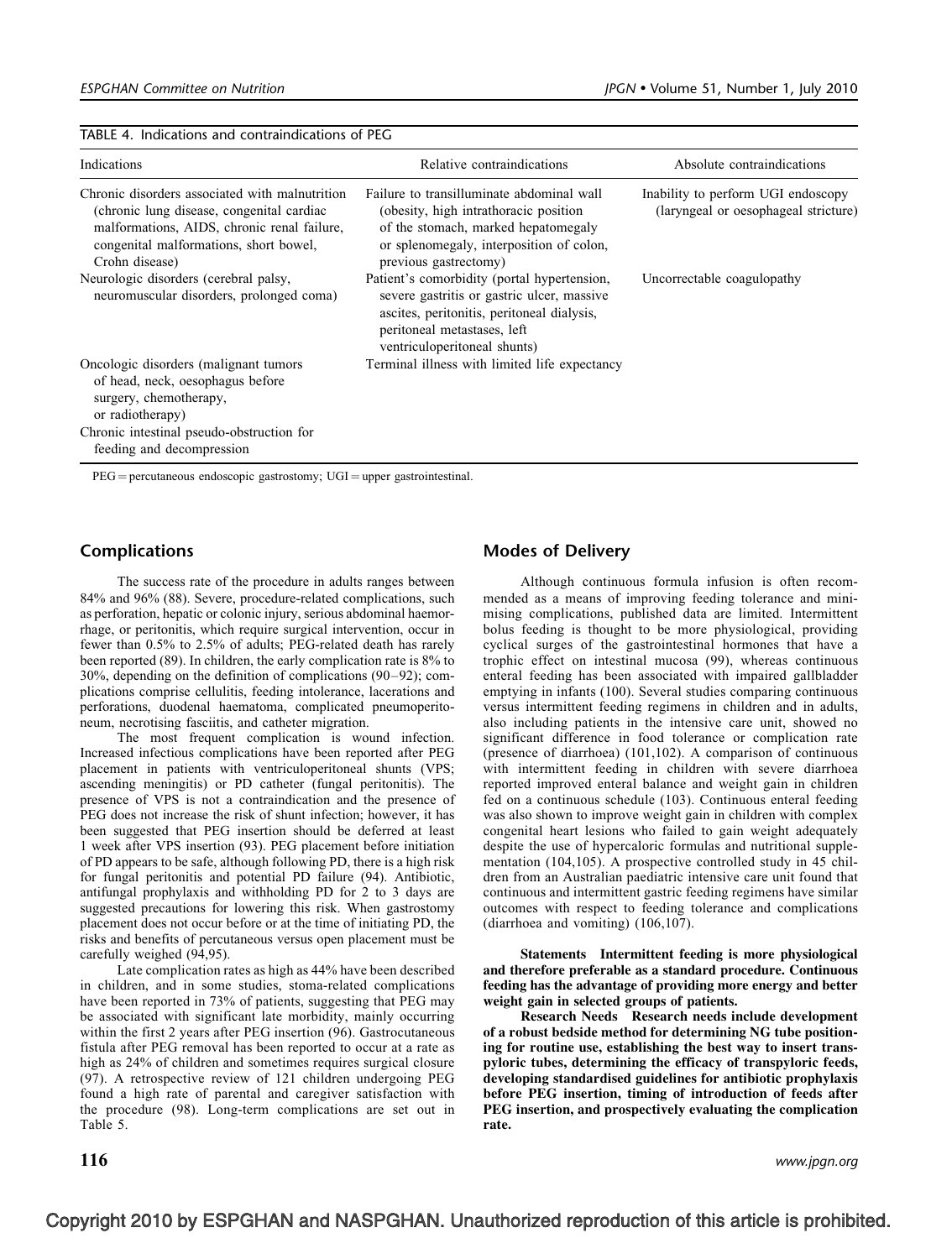TABLE 4. Indications and contraindications of PEG

| Indications | Relative contraindications | Absolute contraindications |
|---|---|---|
| Chronic disorders associated with malnutrition (chronic lung disease, congenital cardiac malformations, AIDS, chronic renal failure, congenital malformations, short bowel, Crohn disease) | Failure to transilluminate abdominal wall (obesity, high intrathoracic position of the stomach, marked hepatomegaly or splenomegaly, interposition of colon, previous gastrectomy) | Inability to perform UGI endoscopy (laryngeal or oesophageal stricture) |
| Neurologic disorders (cerebral palsy, neuromuscular disorders, prolonged coma) | Patient's comorbidity (portal hypertension, severe gastritis or gastric ulcer, massive ascites, peritonitis, peritoneal dialysis, peritoneal metastases, left ventriculoperitoneal shunts) | Uncorrectable coagulopathy |
| Oncologic disorders (malignant tumors of head, neck, oesophagus before surgery, chemotherapy, or radiotherapy) | Terminal illness with limited life expectancy | |
| Chronic intestinal pseudo-obstruction for feeding and decompression | | |

PEG = percutaneous endoscopic gastrostomy; UGI = upper gastrointestinal.

## Complications

The success rate of the procedure in adults ranges between 84% and 96% (88). Severe, procedure-related complications, such as perforation, hepatic or colonic injury, serious abdominal haemorrhage, or peritonitis, which require surgical intervention, occur in fewer than 0.5% to 2.5% of adults; PEG-related death has rarely been reported (89). In children, the early complication rate is 8% to 30%, depending on the definition of complications (90–92); complications comprise cellulitis, feeding intolerance, lacerations and perforations, duodenal haematoma, complicated pneumoperitoneum, necrotising fasciitis, and catheter migration.

The most frequent complication is wound infection. Increased infectious complications have been reported after PEG placement in patients with ventriculoperitoneal shunts (VPS; ascending meningitis) or PD catheter (fungal peritonitis). The presence of VPS is not a contraindication and the presence of PEG does not increase the risk of shunt infection; however, it has been suggested that PEG insertion should be deferred at least 1 week after VPS insertion (93). PEG placement before initiation of PD appears to be safe, although following PD, there is a high risk for fungal peritonitis and potential PD failure (94). Antibiotic, antifungal prophylaxis and withholding PD for 2 to 3 days are suggested precautions for lowering this risk. When gastrostomy placement does not occur before or at the time of initiating PD, the risks and benefits of percutaneous versus open placement must be carefully weighed (94,95).

Late complication rates as high as 44% have been described in children, and in some studies, stoma-related complications have been reported in 73% of patients, suggesting that PEG may be associated with significant late morbidity, mainly occurring within the first 2 years after PEG insertion (96). Gastrocutaneous fistula after PEG removal has been reported to occur at a rate as high as 24% of children and sometimes requires surgical closure (97). A retrospective review of 121 children undergoing PEG found a high rate of parental and caregiver satisfaction with the procedure (98). Long-term complications are set out in Table 5.

## Modes of Delivery

Although continuous formula infusion is often recommended as a means of improving feeding tolerance and minimising complications, published data are limited. Intermittent bolus feeding is thought to be more physiological, providing cyclical surges of the gastrointestinal hormones that have a trophic effect on intestinal mucosa (99), whereas continuous enteral feeding has been associated with impaired gallbladder emptying in infants (100). Several studies comparing continuous versus intermittent feeding regimens in children and in adults, also including patients in the intensive care unit, showed no significant difference in food tolerance or complication rate (presence of diarrhoea) (101,102). A comparison of continuous with intermittent feeding in children with severe diarrhoea reported improved enteral balance and weight gain in children fed on a continuous schedule (103). Continuous enteral feeding was also shown to improve weight gain in children with complex congenital heart lesions who failed to gain weight adequately despite the use of hypercaloric formulas and nutritional supplementation (104,105). A prospective controlled study in 45 children from an Australian paediatric intensive care unit found that continuous and intermittent gastric feeding regimens have similar outcomes with respect to feeding tolerance and complications (diarrhoea and vomiting) (106,107).

**Statements** **Intermittent feeding is more physiological and therefore preferable as a standard procedure. Continuous feeding has the advantage of providing more energy and better weight gain in selected groups of patients.**

**Research Needs** **Research needs include development of a robust bedside method for determining NG tube positioning for routine use, establishing the best way to insert transpyloric tubes, determining the efficacy of transpyloric feeds, developing standardised guidelines for antibiotic prophylaxis before PEG insertion, timing of introduction of feeds after PEG insertion, and prospectively evaluating the complication rate.**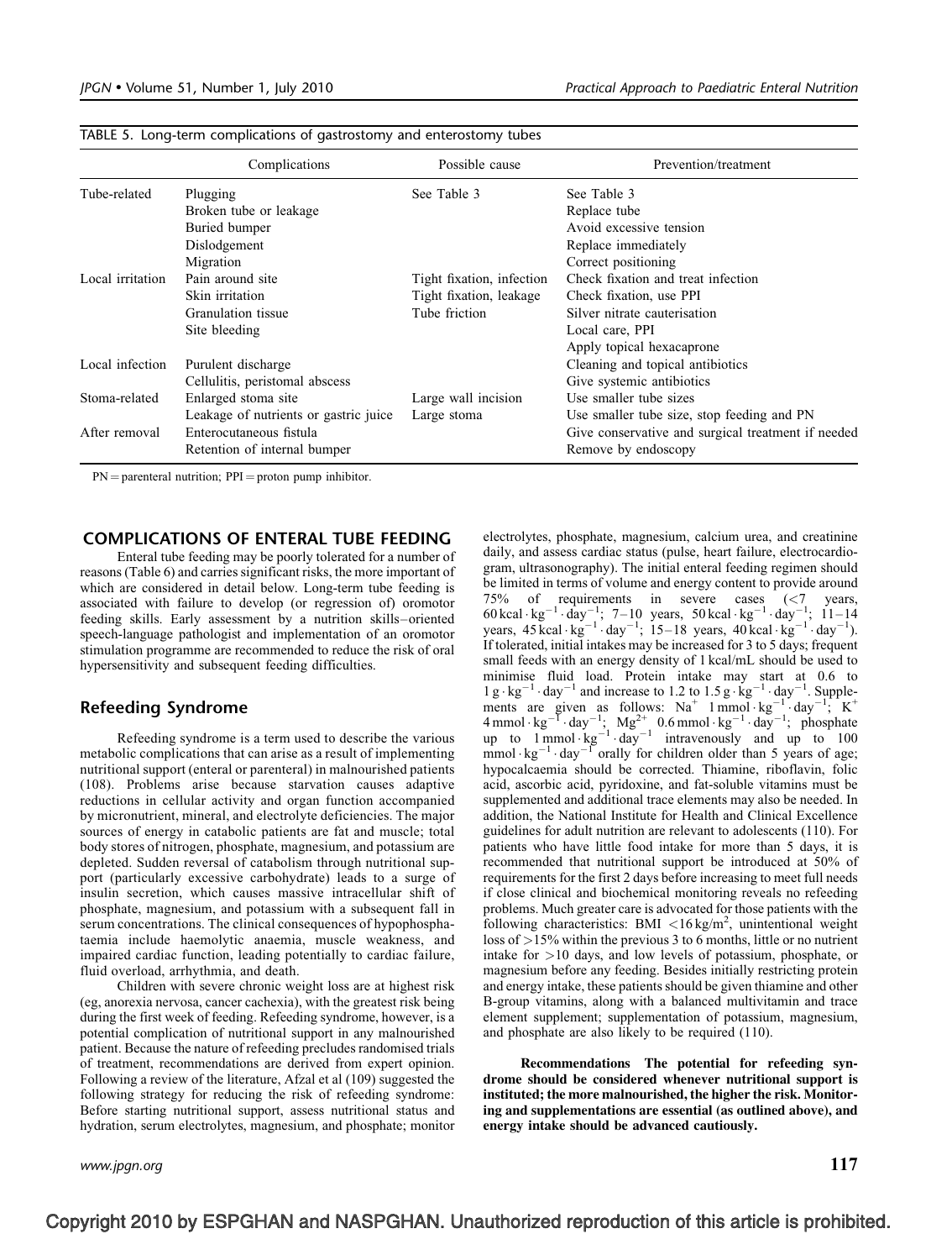TABLE 5. Long-term complications of gastrostomy and enterostomy tubes

| | Complications | Possible cause | Prevention/treatment |
|---|---|---|---|
| Tube-related | Plugging | See Table 3 | See Table 3 |
| | Broken tube or leakage | | Replace tube |
| | Buried bumper | | Avoid excessive tension |
| | Dislodgement | | Replace immediately |
| | Migration | | Correct positioning |
| Local irritation | Pain around site | Tight fixation, infection | Check fixation and treat infection |
| | Skin irritation | Tight fixation, leakage | Check fixation, use PPI |
| | Granulation tissue | Tube friction | Silver nitrate cauterisation |
| | Site bleeding | | Local care, PPI |
| | | | Apply topical hexacaprone |
| Local infection | Purulent discharge | | Cleaning and topical antibiotics |
| | Cellulitis, peristomal abscess | | Give systemic antibiotics |
| Stoma-related | Enlarged stoma site | Large wall incision | Use smaller tube sizes |
| | Leakage of nutrients or gastric juice | Large stoma | Use smaller tube size, stop feeding and PN |
| After removal | Enterocutaneous fistula | | Give conservative and surgical treatment if needed |
| | Retention of internal bumper | | Remove by endoscopy |

PN = parenteral nutrition; PPI = proton pump inhibitor.

## COMPLICATIONS OF ENTERAL TUBE FEEDING

Enteral tube feeding may be poorly tolerated for a number of reasons (Table 6) and carries significant risks, the more important of which are considered in detail below. Long-term tube feeding is associated with failure to develop (or regression of) oromotor feeding skills. Early assessment by a nutrition skills–oriented speech-language pathologist and implementation of an oromotor stimulation programme are recommended to reduce the risk of oral hypersensitivity and subsequent feeding difficulties.

### Refeeding Syndrome

Refeeding syndrome is a term used to describe the various metabolic complications that can arise as a result of implementing nutritional support (enteral or parenteral) in malnourished patients (108). Problems arise because starvation causes adaptive reductions in cellular activity and organ function accompanied by micronutrient, mineral, and electrolyte deficiencies. The major sources of energy in catabolic patients are fat and muscle; total body stores of nitrogen, phosphate, magnesium, and potassium are depleted. Sudden reversal of catabolism through nutritional support (particularly excessive carbohydrate) leads to a surge of insulin secretion, which causes massive intracellular shift of phosphate, magnesium, and potassium with a subsequent fall in serum concentrations. The clinical consequences of hypophosphataemia include haemolytic anaemia, muscle weakness, and impaired cardiac function, leading potentially to cardiac failure, fluid overload, arrhythmia, and death.

Children with severe chronic weight loss are at highest risk (eg, anorexia nervosa, cancer cachexia), with the greatest risk being during the first week of feeding. Refeeding syndrome, however, is a potential complication of nutritional support in any malnourished patient. Because the nature of refeeding precludes randomised trials of treatment, recommendations are derived from expert opinion. Following a review of the literature, Afzal et al (109) suggested the following strategy for reducing the risk of refeeding syndrome: Before starting nutritional support, assess nutritional status and hydration, serum electrolytes, magnesium, and phosphate; monitor electrolytes, phosphate, magnesium, calcium urea, and creatinine daily, and assess cardiac status (pulse, heart failure, electrocardiogram, ultrasonography). The initial enteral feeding regimen should be limited in terms of volume and energy content to provide around 75% of requirements in severe cases (<7 years, $60\,kcal \cdot kg^{-1} \cdot day^{-1}$; 7–10 years, $50\,kcal \cdot kg^{-1} \cdot day^{-1}$; 11–14 years, $45\,kcal \cdot kg^{-1} \cdot day^{-1}$; 15–18 years, $40\,kcal \cdot kg^{-1} \cdot day^{-1}$). If tolerated, initial intakes may be increased for 3 to 5 days; frequent small feeds with an energy density of 1 kcal/mL should be used to minimise fluid load. Protein intake may start at 0.6 to $1\,g \cdot kg^{-1} \cdot day^{-1}$ and increase to 1.2 to $1.5\,g \cdot kg^{-1} \cdot day^{-1}$. Supplements are given as follows: $Na^+$ $1\,mmol \cdot kg^{-1} \cdot day^{-1}$; $K^+$ $4\,mmol \cdot kg^{-1} \cdot day^{-1}$; $Mg^{2+}$ $0.6\,mmol \cdot kg^{-1} \cdot day^{-1}$; phosphate up to $1\,mmol \cdot kg^{-1} \cdot day^{-1}$ intravenously and up to 100 $mmol \cdot kg^{-1} \cdot day^{-1}$ orally for children older than 5 years of age; hypocalcaemia should be corrected. Thiamine, riboflavin, folic acid, ascorbic acid, pyridoxine, and fat-soluble vitamins must be supplemented and additional trace elements may also be needed. In addition, the National Institute for Health and Clinical Excellence guidelines for adult nutrition are relevant to adolescents (110). For patients who have little food intake for more than 5 days, it is recommended that nutritional support be introduced at 50% of requirements for the first 2 days before increasing to meet full needs if close clinical and biochemical monitoring reveals no refeeding problems. Much greater care is advocated for those patients with the following characteristics: BMI $<16\,kg/m^2$, unintentional weight loss of >15% within the previous 3 to 6 months, little or no nutrient intake for >10 days, and low levels of potassium, phosphate, or magnesium before any feeding. Besides initially restricting protein and energy intake, these patients should be given thiamine and other B-group vitamins, along with a balanced multivitamin and trace element supplement; supplementation of potassium, magnesium, and phosphate are also likely to be required (110).

**Recommendations The potential for refeeding syndrome should be considered whenever nutritional support is instituted; the more malnourished, the higher the risk. Monitoring and supplementations are essential (as outlined above), and energy intake should be advanced cautiously.**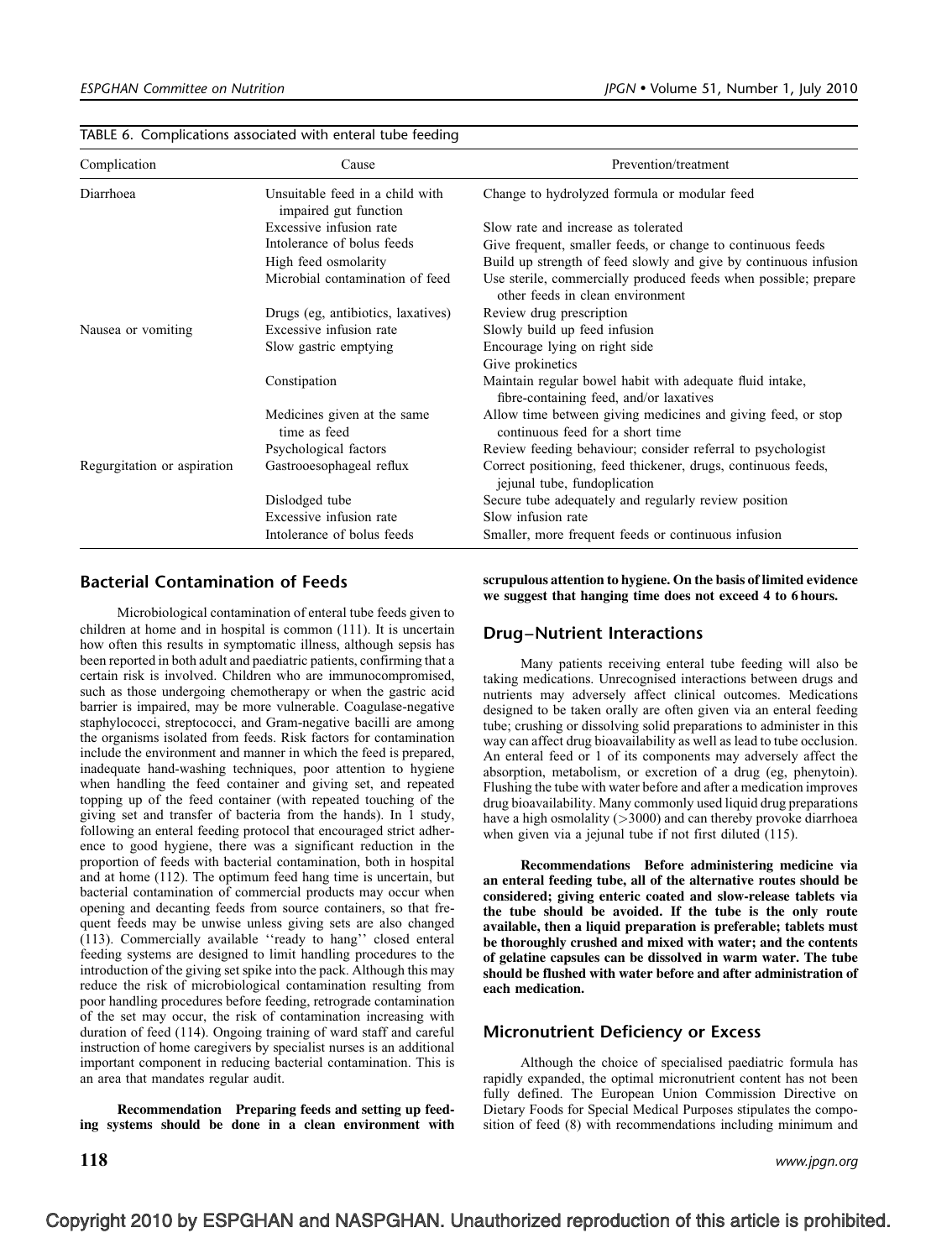TABLE 6. Complications associated with enteral tube feeding

| Complication | Cause | Prevention/treatment |
|---|---|---|
| Diarrhoea | Unsuitable feed in a child with impaired gut function | Change to hydrolyzed formula or modular feed |
| | Excessive infusion rate | Slow rate and increase as tolerated |
| | Intolerance of bolus feeds | Give frequent, smaller feeds, or change to continuous feeds |
| | High feed osmolarity | Build up strength of feed slowly and give by continuous infusion |
| | Microbial contamination of feed | Use sterile, commercially produced feeds when possible; prepare other feeds in clean environment |
| | Drugs (eg, antibiotics, laxatives) | Review drug prescription |
| Nausea or vomiting | Excessive infusion rate | Slowly build up feed infusion |
| | Slow gastric emptying | Encourage lying on right side<br>Give prokinetics |
| | Constipation | Maintain regular bowel habit with adequate fluid intake, fibre-containing feed, and/or laxatives |
| | Medicines given at the same time as feed | Allow time between giving medicines and giving feed, or stop continuous feed for a short time |
| | Psychological factors | Review feeding behaviour; consider referral to psychologist |
| Regurgitation or aspiration | Gastrooesophageal reflux | Correct positioning, feed thickener, drugs, continuous feeds, jejunal tube, fundoplication |
| | Dislodged tube | Secure tube adequately and regularly review position |
| | Excessive infusion rate | Slow infusion rate |
| | Intolerance of bolus feeds | Smaller, more frequent feeds or continuous infusion |

## Bacterial Contamination of Feeds

Microbiological contamination of enteral tube feeds given to children at home and in hospital is common (111). It is uncertain how often this results in symptomatic illness, although sepsis has been reported in both adult and paediatric patients, confirming that a certain risk is involved. Children who are immunocompromised, such as those undergoing chemotherapy or when the gastric acid barrier is impaired, may be more vulnerable. Coagulase-negative staphylococci, streptococci, and Gram-negative bacilli are among the organisms isolated from feeds. Risk factors for contamination include the environment and manner in which the feed is prepared, inadequate hand-washing techniques, poor attention to hygiene when handling the feed container and giving set, and repeated topping up of the feed container (with repeated touching of the giving set and transfer of bacteria from the hands). In 1 study, following an enteral feeding protocol that encouraged strict adherence to good hygiene, there was a significant reduction in the proportion of feeds with bacterial contamination, both in hospital and at home (112). The optimum feed hang time is uncertain, but bacterial contamination of commercial products may occur when opening and decanting feeds from source containers, so that frequent feeds may be unwise unless giving sets are also changed (113). Commercially available ''ready to hang'' closed enteral feeding systems are designed to limit handling procedures to the introduction of the giving set spike into the pack. Although this may reduce the risk of microbiological contamination resulting from poor handling procedures before feeding, retrograde contamination of the set may occur, the risk of contamination increasing with duration of feed (114). Ongoing training of ward staff and careful instruction of home caregivers by specialist nurses is an additional important component in reducing bacterial contamination. This is an area that mandates regular audit.

**Recommendation Preparing feeds and setting up feeding systems should be done in a clean environment with scrupulous attention to hygiene. On the basis of limited evidence we suggest that hanging time does not exceed 4 to 6 hours.**

## Drug–Nutrient Interactions

Many patients receiving enteral tube feeding will also be taking medications. Unrecognised interactions between drugs and nutrients may adversely affect clinical outcomes. Medications designed to be taken orally are often given via an enteral feeding tube; crushing or dissolving solid preparations to administer in this way can affect drug bioavailability as well as lead to tube occlusion. An enteral feed or 1 of its components may adversely affect the absorption, metabolism, or excretion of a drug (eg, phenytoin). Flushing the tube with water before and after a medication improves drug bioavailability. Many commonly used liquid drug preparations have a high osmolality (>3000) and can thereby provoke diarrhoea when given via a jejunal tube if not first diluted (115).

**Recommendations Before administering medicine via an enteral feeding tube, all of the alternative routes should be considered; giving enteric coated and slow-release tablets via the tube should be avoided. If the tube is the only route available, then a liquid preparation is preferable; tablets must be thoroughly crushed and mixed with water; and the contents of gelatine capsules can be dissolved in warm water. The tube should be flushed with water before and after administration of each medication.**

## Micronutrient Deficiency or Excess

Although the choice of specialised paediatric formula has rapidly expanded, the optimal micronutrient content has not been fully defined. The European Union Commission Directive on Dietary Foods for Special Medical Purposes stipulates the composition of feed (8) with recommendations including minimum and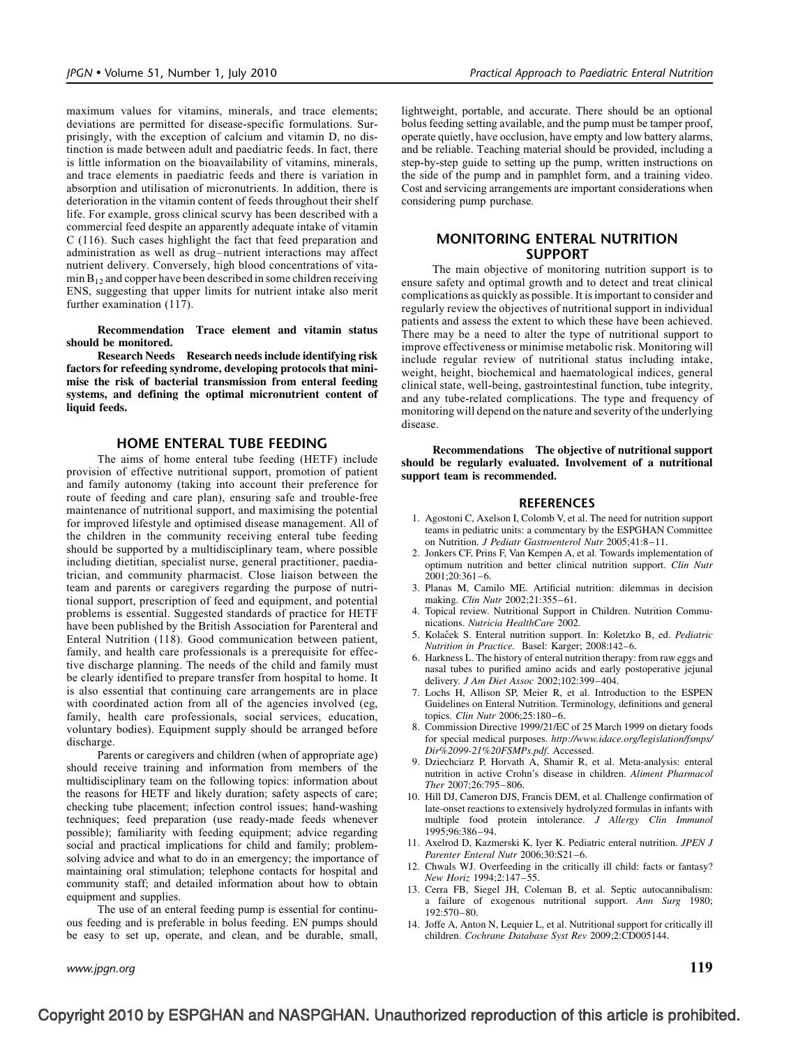maximum values for vitamins, minerals, and trace elements; deviations are permitted for disease-specific formulations. Surprisingly, with the exception of calcium and vitamin D, no distinction is made between adult and paediatric feeds. In fact, there is little information on the bioavailability of vitamins, minerals, and trace elements in paediatric feeds and there is variation in absorption and utilisation of micronutrients. In addition, there is deterioration in the vitamin content of feeds throughout their shelf life. For example, gross clinical scurvy has been described with a commercial feed despite an apparently adequate intake of vitamin C (116). Such cases highlight the fact that feed preparation and administration as well as drug–nutrient interactions may affect nutrient delivery. Conversely, high blood concentrations of vitamin $B_{12}$ and copper have been described in some children receiving ENS, suggesting that upper limits for nutrient intake also merit further examination (117).

**Recommendation Trace element and vitamin status should be monitored.**

**Research Needs Research needs include identifying risk factors for refeeding syndrome, developing protocols that minimise the risk of bacterial transmission from enteral feeding systems, and defining the optimal micronutrient content of liquid feeds.**

## HOME ENTERAL TUBE FEEDING

The aims of home enteral tube feeding (HETF) include provision of effective nutritional support, promotion of patient and family autonomy (taking into account their preference for route of feeding and care plan), ensuring safe and trouble-free maintenance of nutritional support, and maximising the potential for improved lifestyle and optimised disease management. All of the children in the community receiving enteral tube feeding should be supported by a multidisciplinary team, where possible including dietitian, specialist nurse, general practitioner, paediatrician, and community pharmacist. Close liaison between the team and parents or caregivers regarding the purpose of nutritional support, prescription of feed and equipment, and potential problems is essential. Suggested standards of practice for HETF have been published by the British Association for Parenteral and Enteral Nutrition (118). Good communication between patient, family, and health care professionals is a prerequisite for effective discharge planning. The needs of the child and family must be clearly identified to prepare transfer from hospital to home. It is also essential that continuing care arrangements are in place with coordinated action from all of the agencies involved (eg, family, health care professionals, social services, education, voluntary bodies). Equipment supply should be arranged before discharge.

Parents or caregivers and children (when of appropriate age) should receive training and information from members of the multidisciplinary team on the following topics: information about the reasons for HETF and likely duration; safety aspects of care; checking tube placement; infection control issues; hand-washing techniques; feed preparation (use ready-made feeds whenever possible); familiarity with feeding equipment; advice regarding social and practical implications for child and family; problem-solving advice and what to do in an emergency; the importance of maintaining oral stimulation; telephone contacts for hospital and community staff; and detailed information about how to obtain equipment and supplies.

The use of an enteral feeding pump is essential for continuous feeding and is preferable in bolus feeding. EN pumps should be easy to set up, operate, and clean, and be durable, small, lightweight, portable, and accurate. There should be an optional bolus feeding setting available, and the pump must be tamper proof, operate quietly, have occlusion, have empty and low battery alarms, and be reliable. Teaching material should be provided, including a step-by-step guide to setting up the pump, written instructions on the side of the pump and in pamphlet form, and a training video. Cost and servicing arrangements are important considerations when considering pump purchase.

## MONITORING ENTERAL NUTRITION SUPPORT

The main objective of monitoring nutrition support is to ensure safety and optimal growth and to detect and treat clinical complications as quickly as possible. It is important to consider and regularly review the objectives of nutritional support in individual patients and assess the extent to which these have been achieved. There may be a need to alter the type of nutritional support to improve effectiveness or minimise metabolic risk. Monitoring will include regular review of nutritional status including intake, weight, height, biochemical and haematological indices, general clinical state, well-being, gastrointestinal function, tube integrity, and any tube-related complications. The type and frequency of monitoring will depend on the nature and severity of the underlying disease.

**Recommendations The objective of nutritional support should be regularly evaluated. Involvement of a nutritional support team is recommended.**

## REFERENCES

1. Agostoni C, Axelson I, Colomb V, et al. The need for nutrition support teams in pediatric units: a commentary by the ESPGHAN Committee on Nutrition. *J Pediatr Gastroenterol Nutr* 2005;41:8–11.
2. Jonkers CF, Prins F, Van Kempen A, et al. Towards implementation of optimum nutrition and better clinical nutrition support. *Clin Nutr* 2001;20:361–6.
3. Planas M, Camilo ME. Artificial nutrition: dilemmas in decision making. *Clin Nutr* 2002;21:355–61.
4. Topical review. Nutritional Support in Children. Nutrition Communications. *Nutricia HealthCare* 2002.
5. Kolaček S. Enteral nutrition support. In: Koletzko B, ed. *Pediatric Nutrition in Practice.* Basel: Karger; 2008:142–6.
6. Harkness L. The history of enteral nutrition therapy: from raw eggs and nasal tubes to purified amino acids and early postoperative jejunal delivery. *J Am Diet Assoc* 2002;102:399–404.
7. Lochs H, Allison SP, Meier R, et al. Introduction to the ESPEN Guidelines on Enteral Nutrition. Terminology, definitions and general topics. *Clin Nutr* 2006;25:180–6.
8. Commission Directive 1999/21/EC of 25 March 1999 on dietary foods for special medical purposes. *http://www.idace.org/legislation/fsmps/Dir%2099-21%20FSMPs.pdf*. Accessed.
9. Dziechciarz P, Horvath A, Shamir R, et al. Meta-analysis: enteral nutrition in active Crohn's disease in children. *Aliment Pharmacol Ther* 2007;26:795–806.
10. Hill DJ, Cameron DJS, Francis DEM, et al. Challenge confirmation of late-onset reactions to extensively hydrolyzed formulas in infants with multiple food protein intolerance. *J Allergy Clin Immunol* 1995;96:386–94.
11. Axelrod D, Kazmerski K, Iyer K. Pediatric enteral nutrition. *JPEN J Parenter Enteral Nutr* 2006;30:S21–6.
12. Chwals WJ. Overfeeding in the critically ill child: facts or fantasy? *New Horiz* 1994;2:147–55.
13. Cerra FB, Siegel JH, Coleman B, et al. Septic autocannibalism: a failure of exogenous nutritional support. *Ann Surg* 1980; 192:570–80.
14. Joffe A, Anton N, Lequier L, et al. Nutritional support for critically ill children. *Cochrane Database Syst Rev* 2009;2:CD005144.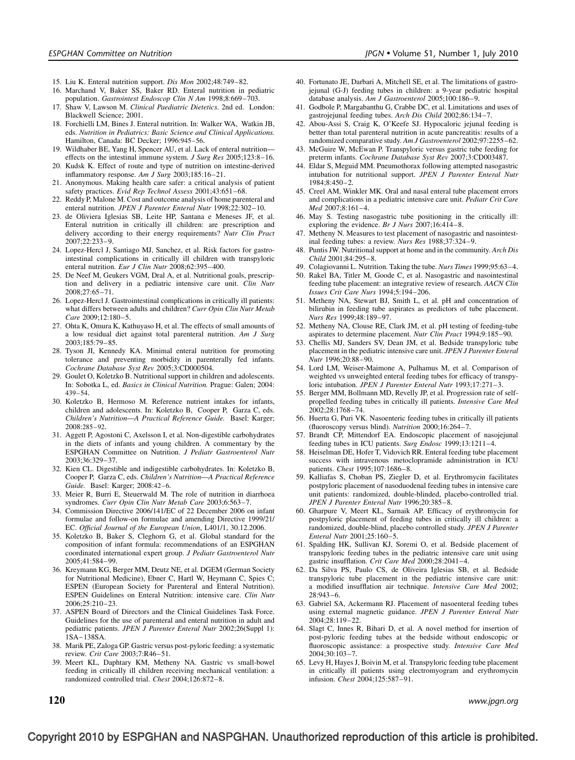15. Liu K. Enteral nutrition support. *Dis Mon* 2002;48:749–82.
16. Marchand V, Baker SS, Baker RD. Enteral nutrition in pediatric population. *Gastrointest Endoscop Clin N Am* 1998;8:669–703.
17. Shaw V, Lawson M. *Clinical Paediatric Dietetics*. 2nd ed. London: Blackwell Science; 2001.
18. Forchielli LM, Bines J. Enteral nutrition. In: Walker WA, Watkin JB, eds. *Nutrition in Pediatrics: Basic Science and Clinical Applications.* Hamilton, Canada: BC Decker; 1996:945–56.
19. Wildhaber BE, Yang H, Spencer AU, et al. Lack of enteral nutrition—effects on the intestinal immune system. *J Surg Res* 2005;123:8–16.
20. Kudsk K. Effect of route and type of nutrition on intestine-derived inflammatory response. *Am J Surg* 2003;185:16–21.
21. Anonymous. Making health care safer: a critical analysis of patient safety practices. *Evid Rep Technol Assess* 2001;43:651–68.
22. Reddy P, Malone M. Cost and outcome analysis of home parenteral and enteral nutrition. *JPEN J Parenter Enteral Nutr* 1998;22:302–10.
23. de Oliviera Iglesias SB, Leite HP, Santana e Meneses JF, et al. Enteral nutrition in critically ill children: are prescription and delivery according to their energy requirements? *Nutr Clin Pract* 2007;22:233–9.
24. Lopez-Hercl J, Santiago MJ, Sanchez, et al. Risk factors for gastrointestinal complications in critically ill children with transpyloric enteral nutrition. *Eur J Clin Nutr* 2008;62:395–400.
25. De Neef M, Geukers VGM, Dral A, et al. Nutritional goals, prescription and delivery in a pediatric intensive care unit. *Clin Nutr* 2008;27:65–71.
26. Lopez-Hercl J. Gastrointestinal complications in critically ill patients: what differs between adults and children? *Curr Opin Clin Nutr Metab Care* 2009;12:180–5.
27. Ohta K, Omura K, Kathuyaso H, et al. The effects of small amounts of a low residual diet against total parenteral nutrition. *Am J Surg* 2003;185:79–85.
28. Tyson JI, Kennedy KA. Minimal enteral nutrition for promoting tolerance and preventing morbidity in parenterally fed infants. *Cochrane Database Syst Rev* 2005;3:CD000504.
29. Goulet O, Koletzko B. Nutritional support in children and adolescents. In: Sobotka L, ed. *Basics in Clinical Nutrition.* Prague: Galen; 2004: 439–54.
30. Koletzko B, Hermoso M. Reference nutrient intakes for infants, children and adolescents. In: Koletzko B, Cooper P, Garza C, eds. *Children's Nutrition—A Practical Reference Guide.* Basel: Karger; 2008:285–92.
31. Aggett P, Agostoni C, Axelsson I, et al. Non-digestible carbohydrates in the diets of infants and young children. A commentary by the ESPGHAN Committee on Nutrition. *J Pediatr Gastroenterol Nutr* 2003;36:329–37.
32. Kien CL. Digestible and indigestible carbohydrates. In: Koletzko B, Cooper P, Garza C, eds. *Children's Nutrition—A Practical Reference Guide.* Basel: Karger; 2008:42–6.
33. Meier R, Burri E, Steuerwald M. The role of nutrition in diarrhoea syndromes. *Curr Opin Clin Nutr Metab Care* 2003;6:563–7.
34. Commission Directive 2006/141/EC of 22 December 2006 on infant formulae and follow-on formulae and amending Directive 1999/21/EC. *Official Journal of the European Union*, L401/1, 30.12.2006.
35. Koletzko B, Baker S, Cleghorn G, et al. Global standard for the composition of infant formula: recommendations of an ESPGHAN coordinated international expert group. *J Pediatr Gastroenterol Nutr* 2005;41:584–99.
36. Kreymann KG, Berger MM, Deutz NE, et al. DGEM (German Society for Nutritional Medicine), Ebner C, Hartl W, Heymann C, Spies C; ESPEN (European Society for Parenteral and Enteral Nutrition). ESPEN Guidelines on Enteral Nutrition: intensive care. *Clin Nutr* 2006;25:210–23.
37. ASPEN Board of Directors and the Clinical Guidelines Task Force. Guidelines for the use of parenteral and enteral nutrition in adult and pediatric patients. *JPEN J Parenter Enteral Nutr* 2002;26(Suppl 1): 1SA–138SA.
38. Marik PE, Zaloga GP. Gastric versus post-pyloric feeding: a systematic review. *Crit Care* 2003;7:R46–51.
39. Meert KL, Daphtary KM, Metheny NA. Gastric vs small-bowel feeding in critically ill children receiving mechanical ventilation: a randomized controlled trial. *Chest* 2004;126:872–8.
40. Fortunato JE, Darbari A, Mitchell SE, et al. The limitations of gastro-jejunal (G-J) feeding tubes in children: a 9-year pediatric hospital database analysis. *Am J Gastroenterol* 2005;100:186–9.
41. Godbole P, Margabanthu G, Crabbe DC, et al. Limitations and uses of gastrojejunal feeding tubes. *Arch Dis Child* 2002;86:134–7.
42. Abou-Assi S, Craig K, O'Keefe SJ. Hypocaloric jejunal feeding is better than total parenteral nutrition in acute pancreatitis: results of a randomized comparative study. *Am J Gastroenterol* 2002;97:2255–62.
43. McGuire W, McEwan P. Transpyloric versus gastric tube feeding for preterm infants. *Cochrane Database Syst Rev* 2007;3:CD003487.
44. Eldar S, Meguid MM. Pneumothorax following attempted nasogastric intubation for nutritional support. *JPEN J Parenter Enteral Nutr* 1984;8:450–2.
45. Creel AM, Winkler MK. Oral and nasal enteral tube placement errors and complications in a pediatric intensive care unit. *Pediatr Crit Care Med* 2007;8:161–4.
46. May S. Testing nasogastric tube positioning in the critically ill: exploring the evidence. *Br J Nurs* 2007;16:414–8.
47. Metheny N. Measures to test placement of nasogastric and nasointestinal feeding tubes: a review. *Nurs Res* 1988;37:324–9.
48. Puntis JW. Nutritional support at home and in the community. *Arch Dis Child* 2001;84:295–8.
49. Colagiovanni L. Nutrition. Taking the tube. *Nurs Times* 1999;95:63–4.
50. Rakel BA, Titler M, Goode C, et al. Nasogastric and nasointestinal feeding tube placement: an integrative review of research. *AACN Clin Issues Crit Care Nurs* 1994;5:194–206.
51. Metheny NA, Stewart BJ, Smith L, et al. pH and concentration of bilirubin in feeding tube aspirates as predictors of tube placement. *Nurs Res* 1999;48:189–97.
52. Metheny NA, Clouse RE, Clark JM, et al. pH testing of feeding-tube aspirates to determine placement. *Nutr Clin Pract* 1994;9:185–90.
53. Chellis MJ, Sanders SV, Dean JM, et al. Bedside transpyloric tube placement in the pediatric intensive care unit. *JPEN J Parenter Enteral Nutr* 1996;20:88–90.
54. Lord LM, Weiser-Maimone A, Pulhamus M, et al. Comparison of weighted vs unweighted enteral feeding tubes for efficacy of transpyloric intubation. *JPEN J Parenter Enteral Nutr* 1993;17:271–3.
55. Berger MM, Bollmann MD, Revelly JP, et al. Progression rate of self-propelled feeding tubes in critically ill patients. *Intensive Care Med* 2002;28:1768–74.
56. Huerta G, Puri VK. Nasoenteric feeding tubes in critically ill patients (fluoroscopy versus blind). *Nutrition* 2000;16:264–7.
57. Brandt CP, Mittendorf EA. Endoscopic placement of nasojejunal feeding tubes in ICU patients. *Surg Endosc* 1999;13:1211–4.
58. Heiselman DE, Hofer T, Vidovich RR. Enteral feeding tube placement success with intravenous metoclopramide administration in ICU patients. *Chest* 1995;107:1686–8.
59. Kalliafas S, Choban PS, Ziegler D, et al. Erythromycin facilitates postpyloric placement of nasoduodenal feeding tubes in intensive care unit patients: randomized, double-blinded, placebo-controlled trial. *JPEN J Parenter Enteral Nutr* 1996;20:385–8.
60. Gharpure V, Meert KL, Sarnaik AP. Efficacy of erythromycin for postpyloric placement of feeding tubes in critically ill children: a randomized, double-blind, placebo controlled study. *JPEN J Parenter Enteral Nutr* 2001;25:160–5.
61. Spalding HK, Sullivan KJ, Soremi O, et al. Bedside placement of transpyloric feeding tubes in the pediatric intensive care unit using gastric insufflation. *Crit Care Med* 2000;28:2041–4.
62. Da Silva PS, Paulo CS, de Oliveira Iglesias SB, et al. Bedside transpyloric tube placement in the pediatric intensive care unit: a modified insufflation air technique. *Intensive Care Med* 2002; 28:943–6.
63. Gabriel SA, Ackermann RJ. Placement of nasoenteral feeding tubes using external magnetic guidance. *JPEN J Parenter Enteral Nutr* 2004;28:119–22.
64. Slagt C, Innes R, Bihari D, et al. A novel method for insertion of post-pyloric feeding tubes at the bedside without endoscopic or fluoroscopic assistance: a prospective study. *Intensive Care Med* 2004;30:103–7.
65. Levy H, Hayes J, Boivin M, et al. Transpyloric feeding tube placement in critically ill patients using electromyogram and erythromycin infusion. *Chest* 2004;125:587–91.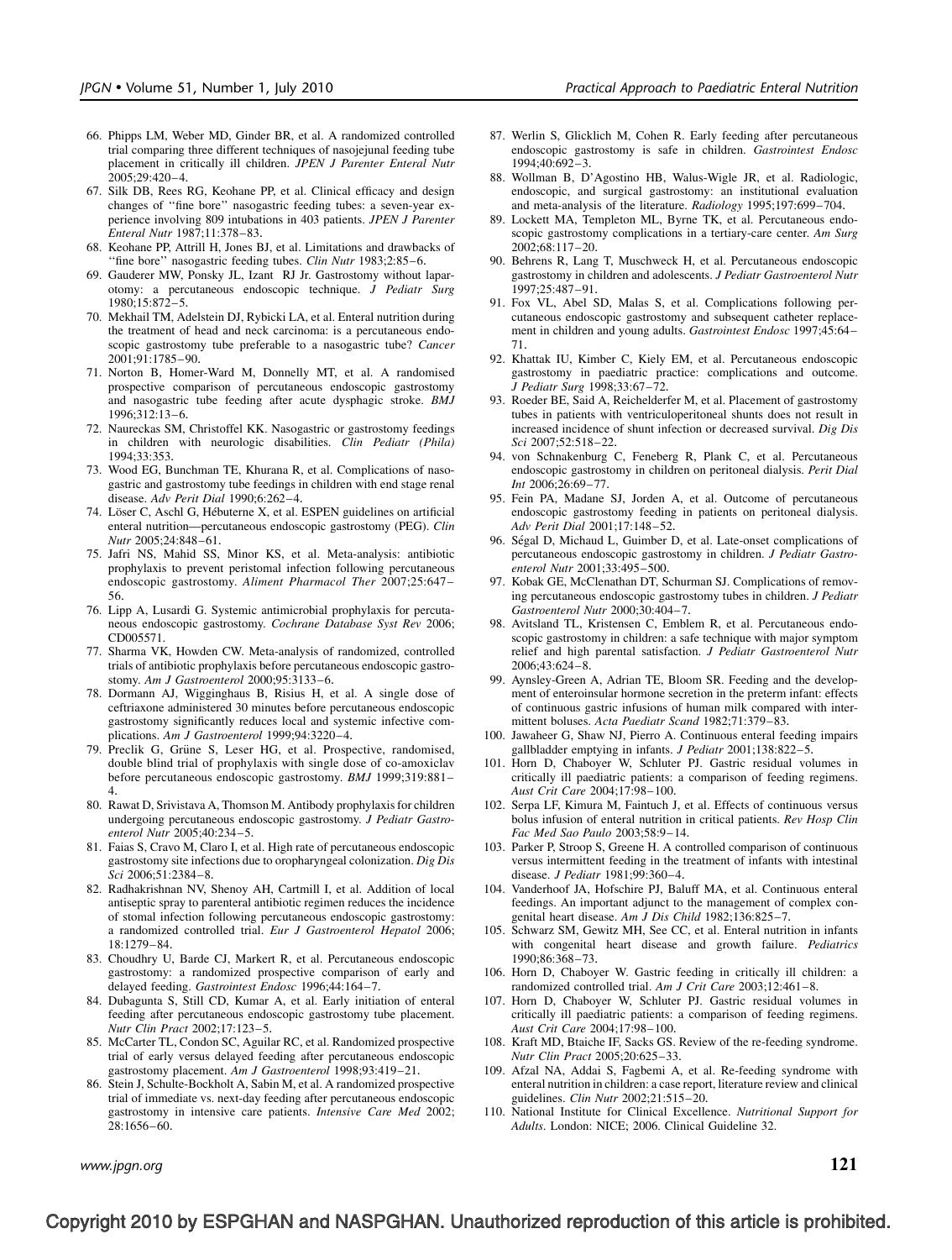66. Phipps LM, Weber MD, Ginder BR, et al. A randomized controlled trial comparing three different techniques of nasojejunal feeding tube placement in critically ill children. *JPEN J Parenter Enteral Nutr* 2005;29:420–4.
67. Silk DB, Rees RG, Keohane PP, et al. Clinical efficacy and design changes of ''fine bore'' nasogastric feeding tubes: a seven-year experience involving 809 intubations in 403 patients. *JPEN J Parenter Enteral Nutr* 1987;11:378–83.
68. Keohane PP, Attrill H, Jones BJ, et al. Limitations and drawbacks of ''fine bore'' nasogastric feeding tubes. *Clin Nutr* 1983;2:85–6.
69. Gauderer MW, Ponsky JL, Izant RJ Jr. Gastrostomy without laparotomy: a percutaneous endoscopic technique. *J Pediatr Surg* 1980;15:872–5.
70. Mekhail TM, Adelstein DJ, Rybicki LA, et al. Enteral nutrition during the treatment of head and neck carcinoma: is a percutaneous endoscopic gastrostomy tube preferable to a nasogastric tube? *Cancer* 2001;91:1785–90.
71. Norton B, Homer-Ward M, Donnelly MT, et al. A randomised prospective comparison of percutaneous endoscopic gastrostomy and nasogastric tube feeding after acute dysphagic stroke. *BMJ* 1996;312:13–6.
72. Naureckas SM, Christoffel KK. Nasogastric or gastrostomy feedings in children with neurologic disabilities. *Clin Pediatr (Phila)* 1994;33:353.
73. Wood EG, Bunchman TE, Khurana R, et al. Complications of nasogastric and gastrostomy tube feedings in children with end stage renal disease. *Adv Perit Dial* 1990;6:262–4.
74. Löser C, Aschl G, Hébuterne X, et al. ESPEN guidelines on artificial enteral nutrition—percutaneous endoscopic gastrostomy (PEG). *Clin Nutr* 2005;24:848–61.
75. Jafri NS, Mahid SS, Minor KS, et al. Meta-analysis: antibiotic prophylaxis to prevent peristomal infection following percutaneous endoscopic gastrostomy. *Aliment Pharmacol Ther* 2007;25:647–56.
76. Lipp A, Lusardi G. Systemic antimicrobial prophylaxis for percutaneous endoscopic gastrostomy. *Cochrane Database Syst Rev* 2006; CD005571.
77. Sharma VK, Howden CW. Meta-analysis of randomized, controlled trials of antibiotic prophylaxis before percutaneous endoscopic gastrostomy. *Am J Gastroenterol* 2000;95:3133–6.
78. Dormann AJ, Wigginghaus B, Risius H, et al. A single dose of ceftriaxone administered 30 minutes before percutaneous endoscopic gastrostomy significantly reduces local and systemic infective complications. *Am J Gastroenterol* 1999;94:3220–4.
79. Preclik G, Grüne S, Leser HG, et al. Prospective, randomised, double blind trial of prophylaxis with single dose of co-amoxiclav before percutaneous endoscopic gastrostomy. *BMJ* 1999;319:881–4.
80. Rawat D, Srivistava A, Thomson M. Antibody prophylaxis for children undergoing percutaneous endoscopic gastrostomy. *J Pediatr Gastroenterol Nutr* 2005;40:234–5.
81. Faias S, Cravo M, Claro I, et al. High rate of percutaneous endoscopic gastrostomy site infections due to oropharyngeal colonization. *Dig Dis Sci* 2006;51:2384–8.
82. Radhakrishnan NV, Shenoy AH, Cartmill I, et al. Addition of local antiseptic spray to parenteral antibiotic regimen reduces the incidence of stomal infection following percutaneous endoscopic gastrostomy: a randomized controlled trial. *Eur J Gastroenterol Hepatol* 2006; 18:1279–84.
83. Choudhry U, Barde CJ, Markert R, et al. Percutaneous endoscopic gastrostomy: a randomized prospective comparison of early and delayed feeding. *Gastrointest Endosc* 1996;44:164–7.
84. Dubagunta S, Still CD, Kumar A, et al. Early initiation of enteral feeding after percutaneous endoscopic gastrostomy tube placement. *Nutr Clin Pract* 2002;17:123–5.
85. McCarter TL, Condon SC, Aguilar RC, et al. Randomized prospective trial of early versus delayed feeding after percutaneous endoscopic gastrostomy placement. *Am J Gastroenterol* 1998;93:419–21.
86. Stein J, Schulte-Bockholt A, Sabin M, et al. A randomized prospective trial of immediate vs. next-day feeding after percutaneous endoscopic gastrostomy in intensive care patients. *Intensive Care Med* 2002; 28:1656–60.
87. Werlin S, Glicklich M, Cohen R. Early feeding after percutaneous endoscopic gastrostomy is safe in children. *Gastrointest Endosc* 1994;40:692–3.
88. Wollman B, D'Agostino HB, Walus-Wigle JR, et al. Radiologic, endoscopic, and surgical gastrostomy: an institutional evaluation and meta-analysis of the literature. *Radiology* 1995;197:699–704.
89. Lockett MA, Templeton ML, Byrne TK, et al. Percutaneous endoscopic gastrostomy complications in a tertiary-care center. *Am Surg* 2002;68:117–20.
90. Behrens R, Lang T, Muschweck H, et al. Percutaneous endoscopic gastrostomy in children and adolescents. *J Pediatr Gastroenterol Nutr* 1997;25:487–91.
91. Fox VL, Abel SD, Malas S, et al. Complications following percutaneous endoscopic gastrostomy and subsequent catheter replacement in children and young adults. *Gastrointest Endosc* 1997;45:64–71.
92. Khattak IU, Kimber C, Kiely EM, et al. Percutaneous endoscopic gastrostomy in paediatric practice: complications and outcome. *J Pediatr Surg* 1998;33:67–72.
93. Roeder BE, Said A, Reichelderfer M, et al. Placement of gastrostomy tubes in patients with ventriculoperitoneal shunts does not result in increased incidence of shunt infection or decreased survival. *Dig Dis Sci* 2007;52:518–22.
94. von Schnakenburg C, Feneberg R, Plank C, et al. Percutaneous endoscopic gastrostomy in children on peritoneal dialysis. *Perit Dial Int* 2006;26:69–77.
95. Fein PA, Madane SJ, Jorden A, et al. Outcome of percutaneous endoscopic gastrostomy feeding in patients on peritoneal dialysis. *Adv Perit Dial* 2001;17:148–52.
96. Ségal D, Michaud L, Guimber D, et al. Late-onset complications of percutaneous endoscopic gastrostomy in children. *J Pediatr Gastroenterol Nutr* 2001;33:495–500.
97. Kobak GE, McClenathan DT, Schurman SJ. Complications of removing percutaneous endoscopic gastrostomy tubes in children. *J Pediatr Gastroenterol Nutr* 2000;30:404–7.
98. Avitsland TL, Kristensen C, Emblem R, et al. Percutaneous endoscopic gastrostomy in children: a safe technique with major symptom relief and high parental satisfaction. *J Pediatr Gastroenterol Nutr* 2006;43:624–8.
99. Aynsley-Green A, Adrian TE, Bloom SR. Feeding and the development of enteroinsular hormone secretion in the preterm infant: effects of continuous gastric infusions of human milk compared with intermittent boluses. *Acta Paediatr Scand* 1982;71:379–83.
100. Jawaheer G, Shaw NJ, Pierro A. Continuous enteral feeding impairs gallbladder emptying in infants. *J Pediatr* 2001;138:822–5.
101. Horn D, Chaboyer W, Schluter PJ. Gastric residual volumes in critically ill paediatric patients: a comparison of feeding regimens. *Aust Crit Care* 2004;17:98–100.
102. Serpa LF, Kimura M, Faintuch J, et al. Effects of continuous versus bolus infusion of enteral nutrition in critical patients. *Rev Hosp Clin Fac Med Sao Paulo* 2003;58:9–14.
103. Parker P, Stroop S, Greene H. A controlled comparison of continuous versus intermittent feeding in the treatment of infants with intestinal disease. *J Pediatr* 1981;99:360–4.
104. Vanderhoof JA, Hofschire PJ, Baluff MA, et al. Continuous enteral feedings. An important adjunct to the management of complex congenital heart disease. *Am J Dis Child* 1982;136:825–7.
105. Schwarz SM, Gewitz MH, See CC, et al. Enteral nutrition in infants with congenital heart disease and growth failure. *Pediatrics* 1990;86:368–73.
106. Horn D, Chaboyer W. Gastric feeding in critically ill children: a randomized controlled trial. *Am J Crit Care* 2003;12:461–8.
107. Horn D, Chaboyer W, Schluter PJ. Gastric residual volumes in critically ill paediatric patients: a comparison of feeding regimens. *Aust Crit Care* 2004;17:98–100.
108. Kraft MD, Btaiche IF, Sacks GS. Review of the re-feeding syndrome. *Nutr Clin Pract* 2005;20:625–33.
109. Afzal NA, Addai S, Fagbemi A, et al. Re-feeding syndrome with enteral nutrition in children: a case report, literature review and clinical guidelines. *Clin Nutr* 2002;21:515–20.
110. National Institute for Clinical Excellence. *Nutritional Support for Adults*. London: NICE; 2006. Clinical Guideline 32.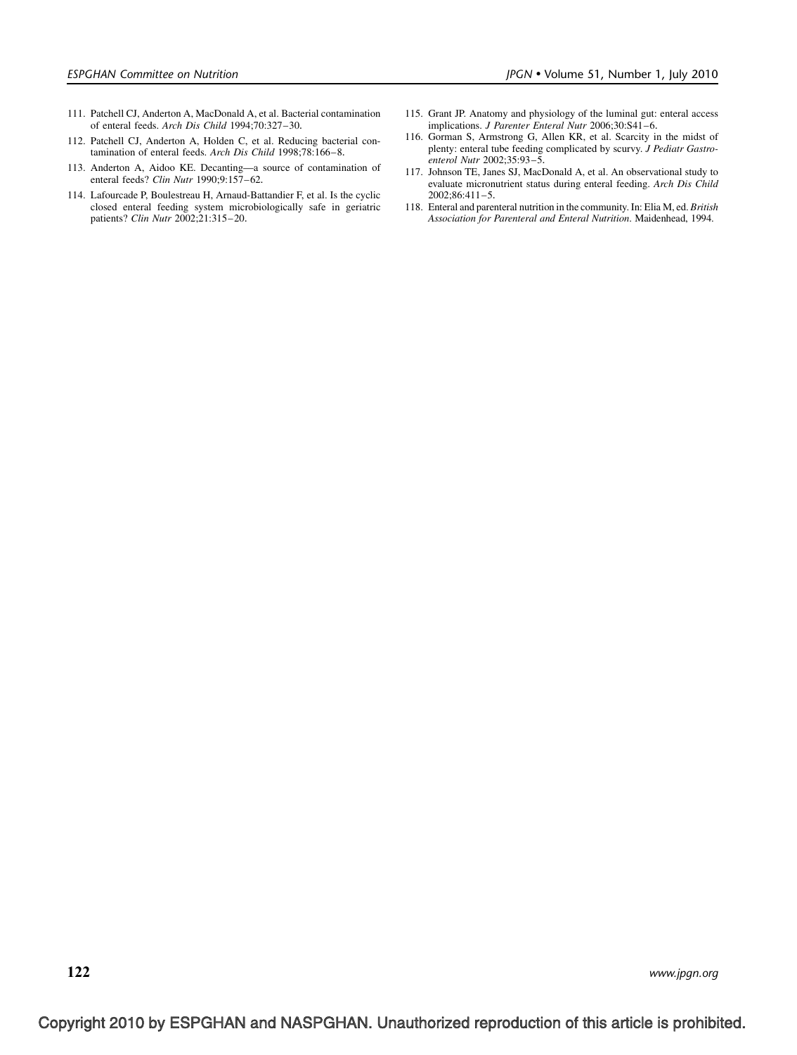111. Patchell CJ, Anderton A, MacDonald A, et al. Bacterial contamination of enteral feeds. *Arch Dis Child* 1994;70:327–30.
112. Patchell CJ, Anderton A, Holden C, et al. Reducing bacterial contamination of enteral feeds. *Arch Dis Child* 1998;78:166–8.
113. Anderton A, Aidoo KE. Decanting—a source of contamination of enteral feeds? *Clin Nutr* 1990;9:157–62.
114. Lafourcade P, Boulestreau H, Arnaud-Battandier F, et al. Is the cyclic closed enteral feeding system microbiologically safe in geriatric patients? *Clin Nutr* 2002;21:315–20.
115. Grant JP. Anatomy and physiology of the luminal gut: enteral access implications. *J Parenter Enteral Nutr* 2006;30:S41–6.
116. Gorman S, Armstrong G, Allen KR, et al. Scarcity in the midst of plenty: enteral tube feeding complicated by scurvy. *J Pediatr Gastroenterol Nutr* 2002;35:93–5.
117. Johnson TE, Janes SJ, MacDonald A, et al. An observational study to evaluate micronutrient status during enteral feeding. *Arch Dis Child* 2002;86:411–5.
118. Enteral and parenteral nutrition in the community. In: Elia M, ed. *British Association for Parenteral and Enteral Nutrition*. Maidenhead, 1994.

Copyright 2010 by ESPGHAN and NASPGHAN. Unauthorized reproduction of this article is prohibited.